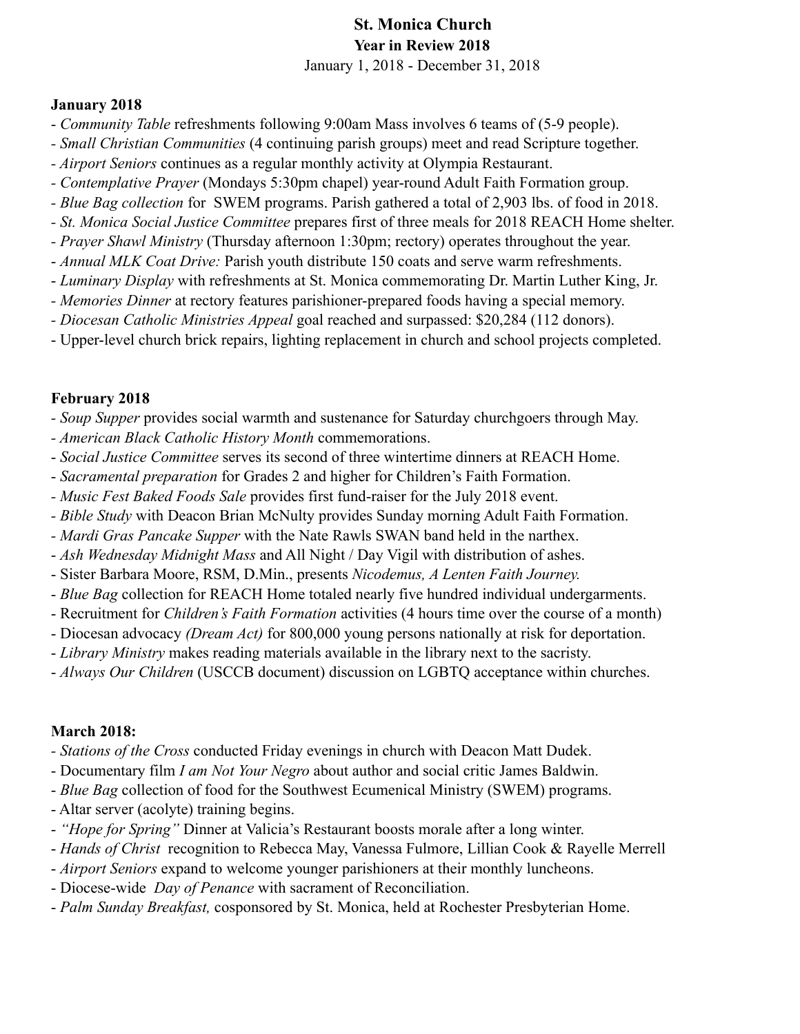# St. Monica Church

## Year in Review 2018

January 1, 2018 - December 31, 2018

**January 2018**

- *Community Table* refreshments following 9:00am Mass involves 6 teams of (5-9 people).
- *Small Christian Communities* (4 continuing parish groups) meet and read Scripture together.
- *Airport Seniors* continues as a regular monthly activity at Olympia Restaurant.
- *Contemplative Prayer* (Mondays 5:30pm chapel) year-round Adult Faith Formation group.
- *Blue Bag collection* for SWEM programs. Parish gathered a total of 2,903 lbs. of food in 2018.
- *St. Monica Social Justice Committee* prepares first of three meals for 2018 REACH Home shelter.
- *Prayer Shawl Ministry* (Thursday afternoon 1:30pm; rectory) operates throughout the year.
- *Annual MLK Coat Drive:* Parish youth distribute 150 coats and serve warm refreshments.
- *Luminary Display* with refreshments at St. Monica commemorating Dr. Martin Luther King, Jr.
- *Memories Dinner* at rectory features parishioner-prepared foods having a special memory.
- *Diocesan Catholic Ministries Appeal* goal reached and surpassed: $20,284 (112 donors).
- Upper-level church brick repairs, lighting replacement in church and school projects completed.

**February 2018**

- *Soup Supper* provides social warmth and sustenance for Saturday churchgoers through May.
- *American Black Catholic History Month* commemorations.
- *Social Justice Committee* serves its second of three wintertime dinners at REACH Home.
- *Sacramental preparation* for Grades 2 and higher for Children's Faith Formation.
- *Music Fest Baked Foods Sale* provides first fund-raiser for the July 2018 event.
- *Bible Study* with Deacon Brian McNulty provides Sunday morning Adult Faith Formation.
- *Mardi Gras Pancake Supper* with the Nate Rawls SWAN band held in the narthex.
- *Ash Wednesday Midnight Mass* and All Night / Day Vigil with distribution of ashes.
- Sister Barbara Moore, RSM, D.Min., presents *Nicodemus, A Lenten Faith Journey.*
- *Blue Bag* collection for REACH Home totaled nearly five hundred individual undergarments.
- Recruitment for *Children's Faith Formation* activities (4 hours time over the course of a month)
- Diocesan advocacy *(Dream Act)* for 800,000 young persons nationally at risk for deportation.
- *Library Ministry* makes reading materials available in the library next to the sacristy.
- *Always Our Children* (USCCB document) discussion on LGBTQ acceptance within churches.

**March 2018:**

- *Stations of the Cross* conducted Friday evenings in church with Deacon Matt Dudek.
- Documentary film *I am Not Your Negro* about author and social critic James Baldwin.
- *Blue Bag* collection of food for the Southwest Ecumenical Ministry (SWEM) programs.
- Altar server (acolyte) training begins.
- *"Hope for Spring"* Dinner at Valicia's Restaurant boosts morale after a long winter.
- *Hands of Christ* recognition to Rebecca May, Vanessa Fulmore, Lillian Cook & Rayelle Merrell
- *Airport Seniors* expand to welcome younger parishioners at their monthly luncheons.
- Diocese-wide *Day of Penance* with sacrament of Reconciliation.
- *Palm Sunday Breakfast,* cosponsored by St. Monica, held at Rochester Presbyterian Home.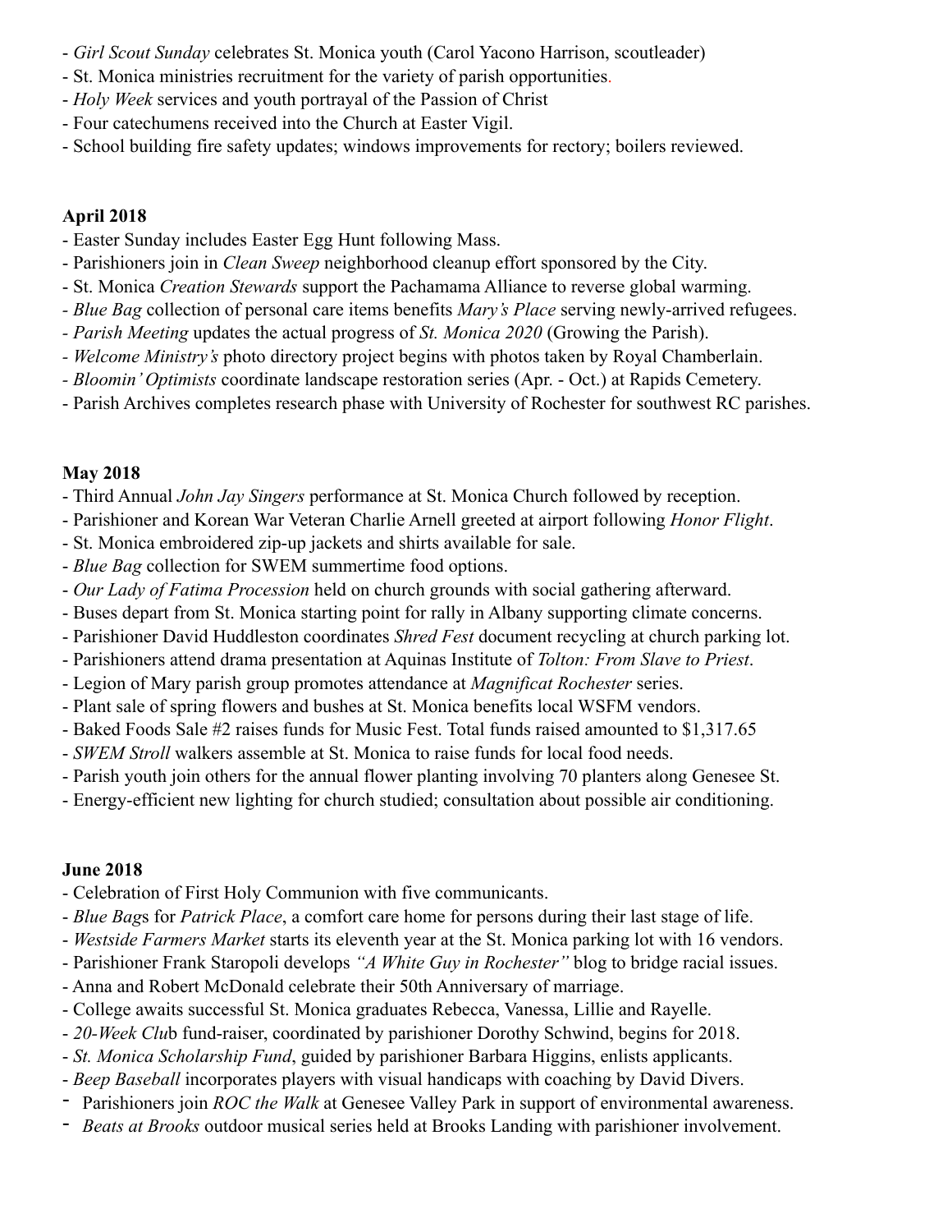- *Girl Scout Sunday* celebrates St. Monica youth (Carol Yacono Harrison, scoutleader)
- St. Monica ministries recruitment for the variety of parish opportunities.
- *Holy Week* services and youth portrayal of the Passion of Christ
- Four catechumens received into the Church at Easter Vigil.
- School building fire safety updates; windows improvements for rectory; boilers reviewed.

**April 2018**

- Easter Sunday includes Easter Egg Hunt following Mass.
- Parishioners join in *Clean Sweep* neighborhood cleanup effort sponsored by the City.
- St. Monica *Creation Stewards* support the Pachamama Alliance to reverse global warming.
- *Blue Bag* collection of personal care items benefits *Mary's Place* serving newly-arrived refugees.
- *Parish Meeting* updates the actual progress of *St. Monica 2020* (Growing the Parish).
- *Welcome Ministry's* photo directory project begins with photos taken by Royal Chamberlain.
- *Bloomin' Optimists* coordinate landscape restoration series (Apr. - Oct.) at Rapids Cemetery.
- Parish Archives completes research phase with University of Rochester for southwest RC parishes.

**May 2018**

- Third Annual *John Jay Singers* performance at St. Monica Church followed by reception.
- Parishioner and Korean War Veteran Charlie Arnell greeted at airport following *Honor Flight*.
- St. Monica embroidered zip-up jackets and shirts available for sale.
- *Blue Bag* collection for SWEM summertime food options.
- *Our Lady of Fatima Procession* held on church grounds with social gathering afterward.
- Buses depart from St. Monica starting point for rally in Albany supporting climate concerns.
- Parishioner David Huddleston coordinates *Shred Fest* document recycling at church parking lot.
- Parishioners attend drama presentation at Aquinas Institute of *Tolton: From Slave to Priest*.
- Legion of Mary parish group promotes attendance at *Magnificat Rochester* series.
- Plant sale of spring flowers and bushes at St. Monica benefits local WSFM vendors.
- Baked Foods Sale #2 raises funds for Music Fest. Total funds raised amounted to $1,317.65
- *SWEM Stroll* walkers assemble at St. Monica to raise funds for local food needs.
- Parish youth join others for the annual flower planting involving 70 planters along Genesee St.
- Energy-efficient new lighting for church studied; consultation about possible air conditioning.

**June 2018**

- Celebration of First Holy Communion with five communicants.
- *Blue Bag*s for *Patrick Place*, a comfort care home for persons during their last stage of life.
- *Westside Farmers Market* starts its eleventh year at the St. Monica parking lot with 16 vendors.
- Parishioner Frank Staropoli develops *"A White Guy in Rochester"* blog to bridge racial issues.
- Anna and Robert McDonald celebrate their 50th Anniversary of marriage.
- College awaits successful St. Monica graduates Rebecca, Vanessa, Lillie and Rayelle.
- *20-Week Clu*b fund-raiser, coordinated by parishioner Dorothy Schwind, begins for 2018.
- *St. Monica Scholarship Fund*, guided by parishioner Barbara Higgins, enlists applicants.
- *Beep Baseball* incorporates players with visual handicaps with coaching by David Divers.
- Parishioners join *ROC the Walk* at Genesee Valley Park in support of environmental awareness.
- *Beats at Brooks* outdoor musical series held at Brooks Landing with parishioner involvement.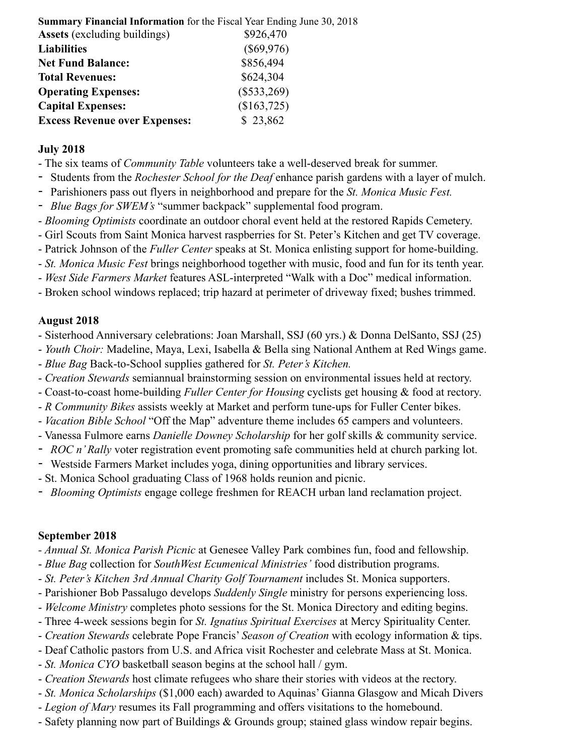**Summary Financial Information** for the Fiscal Year Ending June 30, 2018

| | |
|---|---|
| **Assets** (excluding buildings) | $926,470 |
| **Liabilities** | ($69,976) |
| **Net Fund Balance:** | $856,494 |
| **Total Revenues:** | $624,304 |
| **Operating Expenses:** | ($533,269) |
| **Capital Expenses:** | ($163,725) |
| **Excess Revenue over Expenses:** | $ 23,862 |

**July 2018**

- The six teams of *Community Table* volunteers take a well-deserved break for summer.
- Students from the *Rochester School for the Deaf* enhance parish gardens with a layer of mulch.
- Parishioners pass out flyers in neighborhood and prepare for the *St. Monica Music Fest.*
- *Blue Bags for SWEM's* "summer backpack" supplemental food program.
- *Blooming Optimists* coordinate an outdoor choral event held at the restored Rapids Cemetery.
- Girl Scouts from Saint Monica harvest raspberries for St. Peter's Kitchen and get TV coverage.
- Patrick Johnson of the *Fuller Center* speaks at St. Monica enlisting support for home-building.
- *St. Monica Music Fest* brings neighborhood together with music, food and fun for its tenth year.
- *West Side Farmers Market* features ASL-interpreted "Walk with a Doc" medical information.
- Broken school windows replaced; trip hazard at perimeter of driveway fixed; bushes trimmed.

**August 2018**

- Sisterhood Anniversary celebrations: Joan Marshall, SSJ (60 yrs.) & Donna DelSanto, SSJ (25)
- *Youth Choir:* Madeline, Maya, Lexi, Isabella & Bella sing National Anthem at Red Wings game.
- *Blue Bag* Back-to-School supplies gathered for *St. Peter's Kitchen.*
- *Creation Stewards* semiannual brainstorming session on environmental issues held at rectory.
- Coast-to-coast home-building *Fuller Center for Housing* cyclists get housing & food at rectory.
- *R Community Bikes* assists weekly at Market and perform tune-ups for Fuller Center bikes.
- *Vacation Bible School* "Off the Map" adventure theme includes 65 campers and volunteers.
- Vanessa Fulmore earns *Danielle Downey Scholarship* for her golf skills & community service.
- *ROC n' Rally* voter registration event promoting safe communities held at church parking lot.
- Westside Farmers Market includes yoga, dining opportunities and library services.
- St. Monica School graduating Class of 1968 holds reunion and picnic.
- *Blooming Optimists* engage college freshmen for REACH urban land reclamation project.

**September 2018**

- *Annual St. Monica Parish Picnic* at Genesee Valley Park combines fun, food and fellowship.
- *Blue Bag* collection for *SouthWest Ecumenical Ministries'* food distribution programs.
- *St. Peter's Kitchen 3rd Annual Charity Golf Tournament* includes St. Monica supporters.
- Parishioner Bob Passalugo develops *Suddenly Single* ministry for persons experiencing loss.
- *Welcome Ministry* completes photo sessions for the St. Monica Directory and editing begins.
- Three 4-week sessions begin for *St. Ignatius Spiritual Exercises* at Mercy Spirituality Center.
- *Creation Stewards* celebrate Pope Francis' *Season of Creation* with ecology information & tips.
- Deaf Catholic pastors from U.S. and Africa visit Rochester and celebrate Mass at St. Monica.
- *St. Monica CYO* basketball season begins at the school hall / gym.
- *Creation Stewards* host climate refugees who share their stories with videos at the rectory.
- *St. Monica Scholarships* ($1,000 each) awarded to Aquinas' Gianna Glasgow and Micah Divers
- *Legion of Mary* resumes its Fall programming and offers visitations to the homebound.
- Safety planning now part of Buildings & Grounds group; stained glass window repair begins.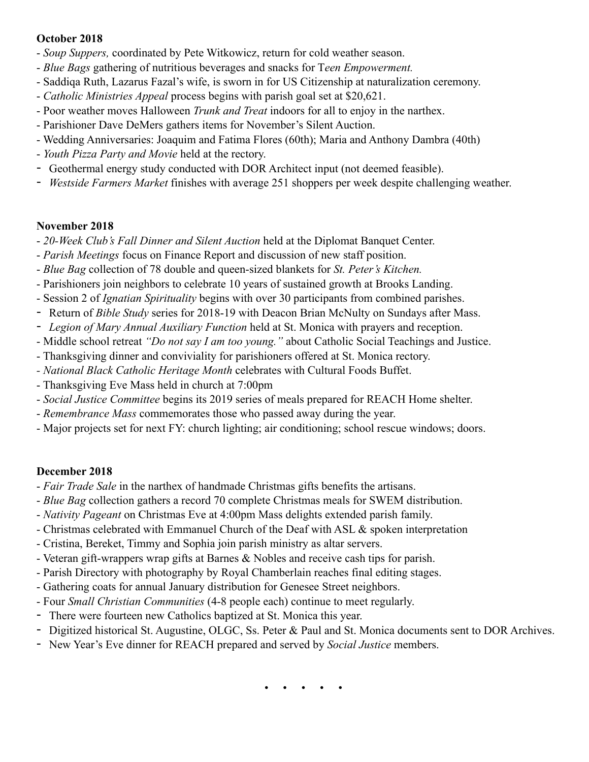**October 2018**

- *Soup Suppers,* coordinated by Pete Witkowicz, return for cold weather season.
- *Blue Bags* gathering of nutritious beverages and snacks for T*een Empowerment.*
- Saddiqa Ruth, Lazarus Fazal's wife, is sworn in for US Citizenship at naturalization ceremony.
- *Catholic Ministries Appeal* process begins with parish goal set at $20,621.
- Poor weather moves Halloween *Trunk and Treat* indoors for all to enjoy in the narthex.
- Parishioner Dave DeMers gathers items for November's Silent Auction.
- Wedding Anniversaries: Joaquim and Fatima Flores (60th); Maria and Anthony Dambra (40th)
- *Youth Pizza Party and Movie* held at the rectory.
- Geothermal energy study conducted with DOR Architect input (not deemed feasible).
- *Westside Farmers Market* finishes with average 251 shoppers per week despite challenging weather.

**November 2018**

- *20-Week Club's Fall Dinner and Silent Auction* held at the Diplomat Banquet Center.
- *Parish Meetings* focus on Finance Report and discussion of new staff position.
- *Blue Bag* collection of 78 double and queen-sized blankets for *St. Peter's Kitchen.*
- Parishioners join neighbors to celebrate 10 years of sustained growth at Brooks Landing.
- Session 2 of *Ignatian Spirituality* begins with over 30 participants from combined parishes.
- Return of *Bible Study* series for 2018-19 with Deacon Brian McNulty on Sundays after Mass.
- *Legion of Mary Annual Auxiliary Function* held at St. Monica with prayers and reception.
- Middle school retreat *"Do not say I am too young."* about Catholic Social Teachings and Justice.
- Thanksgiving dinner and conviviality for parishioners offered at St. Monica rectory.
- *National Black Catholic Heritage Month* celebrates with Cultural Foods Buffet.
- Thanksgiving Eve Mass held in church at 7:00pm
- *Social Justice Committee* begins its 2019 series of meals prepared for REACH Home shelter.
- *Remembrance Mass* commemorates those who passed away during the year.
- Major projects set for next FY: church lighting; air conditioning; school rescue windows; doors.

**December 2018**

- *Fair Trade Sale* in the narthex of handmade Christmas gifts benefits the artisans.
- *Blue Bag* collection gathers a record 70 complete Christmas meals for SWEM distribution.
- *Nativity Pageant* on Christmas Eve at 4:00pm Mass delights extended parish family.
- Christmas celebrated with Emmanuel Church of the Deaf with ASL & spoken interpretation
- Cristina, Bereket, Timmy and Sophia join parish ministry as altar servers.
- Veteran gift-wrappers wrap gifts at Barnes & Nobles and receive cash tips for parish.
- Parish Directory with photography by Royal Chamberlain reaches final editing stages.
- Gathering coats for annual January distribution for Genesee Street neighbors.
- Four *Small Christian Communities* (4-8 people each) continue to meet regularly.
- There were fourteen new Catholics baptized at St. Monica this year.
- Digitized historical St. Augustine, OLGC, Ss. Peter & Paul and St. Monica documents sent to DOR Archives.
- New Year's Eve dinner for REACH prepared and served by *Social Justice* members.

• • • • •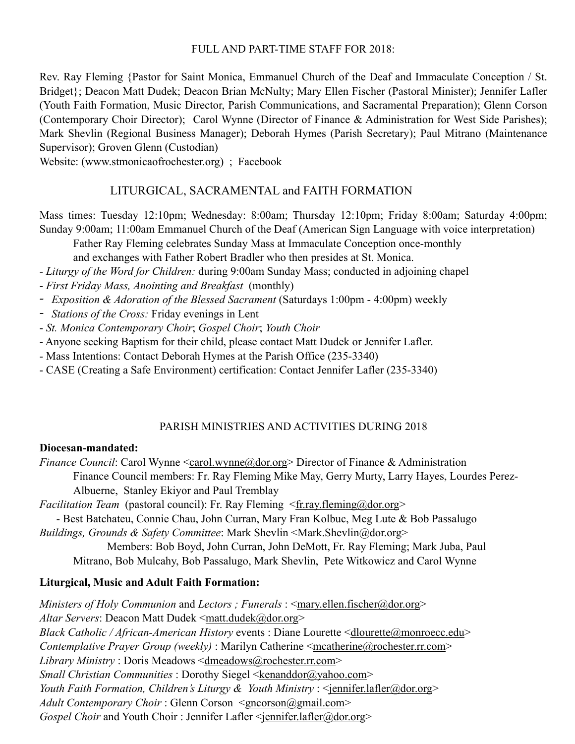## FULL AND PART-TIME STAFF FOR 2018:

Rev. Ray Fleming {Pastor for Saint Monica, Emmanuel Church of the Deaf and Immaculate Conception / St. Bridget}; Deacon Matt Dudek; Deacon Brian McNulty; Mary Ellen Fischer (Pastoral Minister); Jennifer Lafler (Youth Faith Formation, Music Director, Parish Communications, and Sacramental Preparation); Glenn Corson (Contemporary Choir Director); Carol Wynne (Director of Finance & Administration for West Side Parishes); Mark Shevlin (Regional Business Manager); Deborah Hymes (Parish Secretary); Paul Mitrano (Maintenance Supervisor); Groven Glenn (Custodian)

Website: (www.stmonicaofrochester.org) ; Facebook

## LITURGICAL, SACRAMENTAL and FAITH FORMATION

Mass times: Tuesday 12:10pm; Wednesday: 8:00am; Thursday 12:10pm; Friday 8:00am; Saturday 4:00pm; Sunday 9:00am; 11:00am Emmanuel Church of the Deaf (American Sign Language with voice interpretation)

Father Ray Fleming celebrates Sunday Mass at Immaculate Conception once-monthly and exchanges with Father Robert Bradler who then presides at St. Monica.

- *Liturgy of the Word for Children:* during 9:00am Sunday Mass; conducted in adjoining chapel
- *First Friday Mass, Anointing and Breakfast* (monthly)
- *Exposition & Adoration of the Blessed Sacrament* (Saturdays 1:00pm - 4:00pm) weekly
- *Stations of the Cross:* Friday evenings in Lent
- *St. Monica Contemporary Choir*; *Gospel Choir*; *Youth Choir*
- Anyone seeking Baptism for their child, please contact Matt Dudek or Jennifer Lafler.
- Mass Intentions: Contact Deborah Hymes at the Parish Office (235-3340)
- CASE (Creating a Safe Environment) certification: Contact Jennifer Lafler (235-3340)

## PARISH MINISTRIES AND ACTIVITIES DURING 2018

**Diocesan-mandated:**

*Finance Council*: Carol Wynne <carol.wynne@dor.org> Director of Finance & Administration

Finance Council members: Fr. Ray Fleming Mike May, Gerry Murty, Larry Hayes, Lourdes Perez-Albuerne, Stanley Ekiyor and Paul Tremblay

*Facilitation Team* (pastoral council): Fr. Ray Fleming <fr.ray.fleming@dor.org>

- Best Batchateu, Connie Chau, John Curran, Mary Fran Kolbuc, Meg Lute & Bob Passalugo

*Buildings, Grounds & Safety Committee*: Mark Shevlin <Mark.Shevlin@dor.org>

Members: Bob Boyd, John Curran, John DeMott, Fr. Ray Fleming; Mark Juba, Paul Mitrano, Bob Mulcahy, Bob Passalugo, Mark Shevlin, Pete Witkowicz and Carol Wynne

**Liturgical, Music and Adult Faith Formation:**

*Ministers of Holy Communion* and *Lectors ; Funerals* : <mary.ellen.fischer@dor.org>

*Altar Servers*: Deacon Matt Dudek <matt.dudek@dor.org>

*Black Catholic / African-American History* events : Diane Lourette <dlourette@monroecc.edu>

*Contemplative Prayer Group (weekly)* : Marilyn Catherine <mcatherine@rochester.rr.com>

*Library Ministry* : Doris Meadows <dmeadows@rochester.rr.com>

*Small Christian Communities* : Dorothy Siegel <kenanddor@yahoo.com>

*Youth Faith Formation, Children's Liturgy & Youth Ministry* : <jennifer.lafler@dor.org>

*Adult Contemporary Choir* : Glenn Corson <gncorson@gmail.com>

*Gospel Choir* and Youth Choir : Jennifer Lafler <jennifer.lafler@dor.org>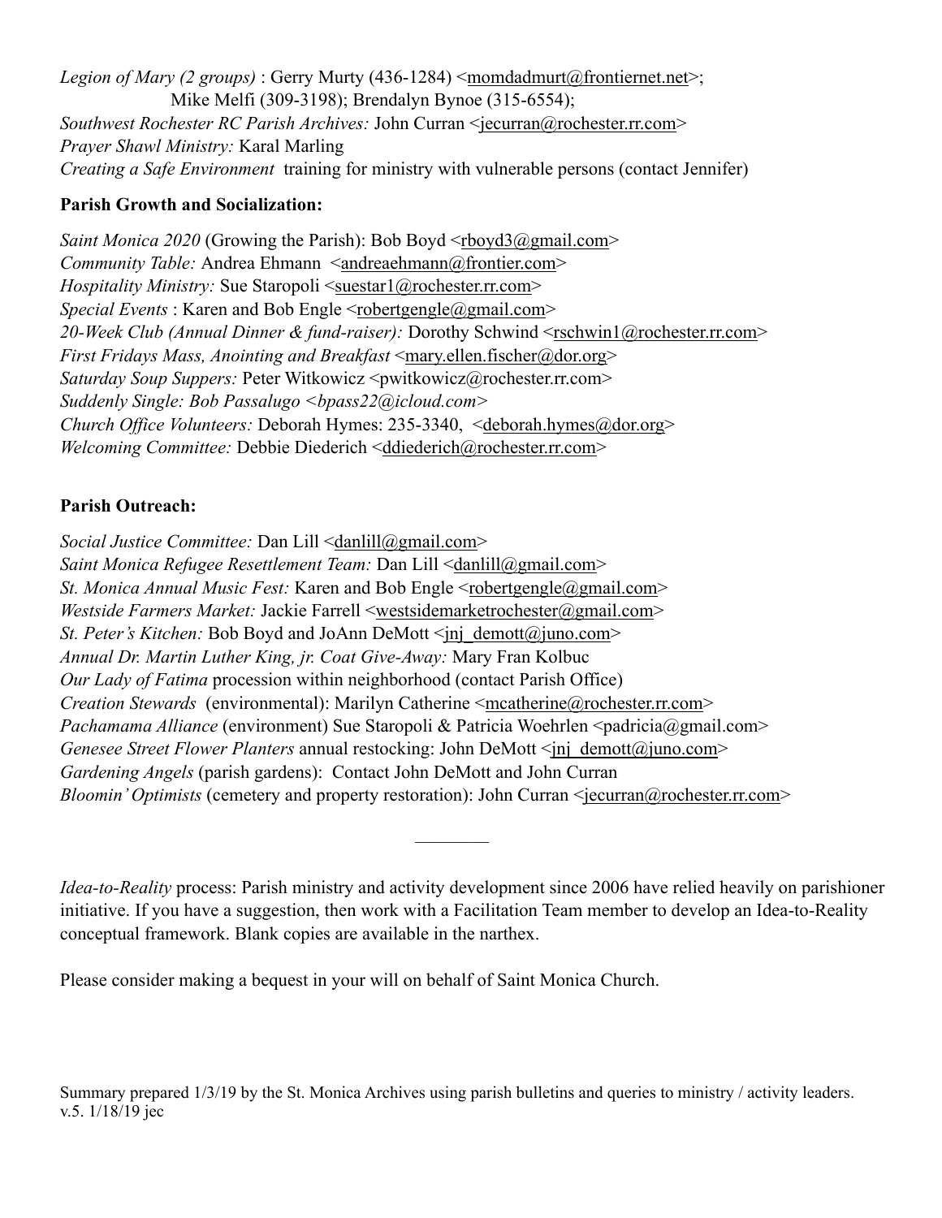*Legion of Mary (2 groups)* : Gerry Murty (436-1284) <momdadmurt@frontiernet.net>;
Mike Melfi (309-3198); Brendalyn Bynoe (315-6554);
*Southwest Rochester RC Parish Archives:* John Curran <jecurran@rochester.rr.com>
*Prayer Shawl Ministry:* Karal Marling
*Creating a Safe Environment* training for ministry with vulnerable persons (contact Jennifer)

**Parish Growth and Socialization:**

*Saint Monica 2020* (Growing the Parish): Bob Boyd <rboyd3@gmail.com>
*Community Table:* Andrea Ehmann <andreaehmann@frontier.com>
*Hospitality Ministry:* Sue Staropoli <suestar1@rochester.rr.com>
*Special Events* : Karen and Bob Engle <robertgengle@gmail.com>
*20-Week Club (Annual Dinner & fund-raiser):* Dorothy Schwind <rschwin1@rochester.rr.com>
*First Fridays Mass, Anointing and Breakfast* <mary.ellen.fischer@dor.org>
*Saturday Soup Suppers:* Peter Witkowicz <pwitkowicz@rochester.rr.com>
*Suddenly Single: Bob Passalugo <bpass22@icloud.com>*
*Church Office Volunteers:* Deborah Hymes: 235-3340, <deborah.hymes@dor.org>
*Welcoming Committee:* Debbie Diederich <ddiederich@rochester.rr.com>

**Parish Outreach:**

*Social Justice Committee:* Dan Lill <danlill@gmail.com>
*Saint Monica Refugee Resettlement Team:* Dan Lill <danlill@gmail.com>
*St. Monica Annual Music Fest:* Karen and Bob Engle <robertgengle@gmail.com>
*Westside Farmers Market:* Jackie Farrell <westsidemarketrochester@gmail.com>
*St. Peter's Kitchen:* Bob Boyd and JoAnn DeMott <jnj_demott@juno.com>
*Annual Dr. Martin Luther King, jr. Coat Give-Away:* Mary Fran Kolbuc
*Our Lady of Fatima* procession within neighborhood (contact Parish Office)
*Creation Stewards* (environmental): Marilyn Catherine <mcatherine@rochester.rr.com>
*Pachamama Alliance* (environment) Sue Staropoli & Patricia Woehrlen <padricia@gmail.com>
*Genesee Street Flower Planters* annual restocking: John DeMott <jnj_demott@juno.com>
*Gardening Angels* (parish gardens): Contact John DeMott and John Curran
*Bloomin' Optimists* (cemetery and property restoration): John Curran <jecurran@rochester.rr.com>

---

*Idea-to-Reality* process: Parish ministry and activity development since 2006 have relied heavily on parishioner initiative. If you have a suggestion, then work with a Facilitation Team member to develop an Idea-to-Reality conceptual framework. Blank copies are available in the narthex.

Please consider making a bequest in your will on behalf of Saint Monica Church.

Summary prepared 1/3/19 by the St. Monica Archives using parish bulletins and queries to ministry / activity leaders.
v.5. 1/18/19 jec